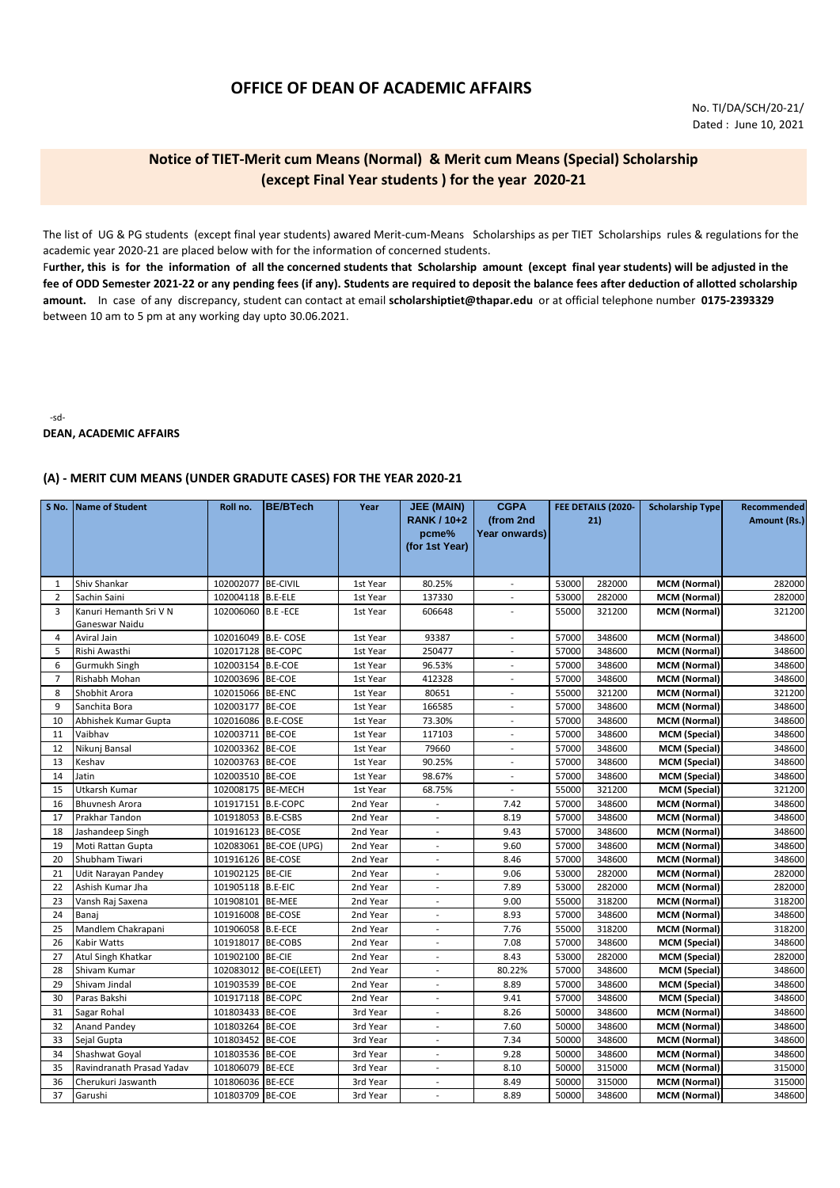# OFFICE OF DEAN OF ACADEMIC AFFAIRS

No. TI/DA/SCH/20-21/
Dated : June 10, 2021

## Notice of TIET-Merit cum Means (Normal) & Merit cum Means (Special) Scholarship (except Final Year students ) for the year 2020-21

The list of UG & PG students (except final year students) awared Merit-cum-Means Scholarships as per TIET Scholarships rules & regulations for the academic year 2020-21 are placed below with for the information of concerned students.
F**urther, this is for the information of all the concerned students that Scholarship amount (except final year students) will be adjusted in the fee of ODD Semester 2021-22 or any pending fees (if any). Students are required to deposit the balance fees after deduction of allotted scholarship amount.** In case of any discrepancy, student can contact at email **scholarshiptiet@thapar.edu** or at official telephone number **0175-2393329** between 10 am to 5 pm at any working day upto 30.06.2021.

-sd-
**DEAN, ACADEMIC AFFAIRS**

### (A) - MERIT CUM MEANS (UNDER GRADUTE CASES) FOR THE YEAR 2020-21

| S No. | Name of Student | Roll no. | BE/BTech | Year | JEE (MAIN) RANK / 10+2 pcme% (for 1st Year) | CGPA (from 2nd Year onwards) | FEE DETAILS (2020-21) | | Scholarship Type | Recommended Amount (Rs.) |
|---|---|---|---|---|---|---|---|---|---|---|
| 1 | Shiv Shankar | 102002077 | BE-CIVIL | 1st Year | 80.25% | - | 53000 | 282000 | MCM (Normal) | 282000 |
| 2 | Sachin Saini | 102004118 | B.E-ELE | 1st Year | 137330 | - | 53000 | 282000 | MCM (Normal) | 282000 |
| 3 | Kanuri Hemanth Sri V N Ganeswar Naidu | 102006060 | B.E -ECE | 1st Year | 606648 | - | 55000 | 321200 | MCM (Normal) | 321200 |
| 4 | Aviral Jain | 102016049 | B.E- COSE | 1st Year | 93387 | - | 57000 | 348600 | MCM (Normal) | 348600 |
| 5 | Rishi Awasthi | 102017128 | BE-COPC | 1st Year | 250477 | - | 57000 | 348600 | MCM (Normal) | 348600 |
| 6 | Gurmukh Singh | 102003154 | B.E-COE | 1st Year | 96.53% | - | 57000 | 348600 | MCM (Normal) | 348600 |
| 7 | Rishabh Mohan | 102003696 | BE-COE | 1st Year | 412328 | - | 57000 | 348600 | MCM (Normal) | 348600 |
| 8 | Shobhit Arora | 102015066 | BE-ENC | 1st Year | 80651 | - | 55000 | 321200 | MCM (Normal) | 321200 |
| 9 | Sanchita Bora | 102003177 | BE-COE | 1st Year | 166585 | - | 57000 | 348600 | MCM (Normal) | 348600 |
| 10 | Abhishek Kumar Gupta | 102016086 | B.E-COSE | 1st Year | 73.30% | - | 57000 | 348600 | MCM (Normal) | 348600 |
| 11 | Vaibhav | 102003711 | BE-COE | 1st Year | 117103 | - | 57000 | 348600 | MCM (Special) | 348600 |
| 12 | Nikunj Bansal | 102003362 | BE-COE | 1st Year | 79660 | - | 57000 | 348600 | MCM (Special) | 348600 |
| 13 | Keshav | 102003763 | BE-COE | 1st Year | 90.25% | - | 57000 | 348600 | MCM (Special) | 348600 |
| 14 | Jatin | 102003510 | BE-COE | 1st Year | 98.67% | - | 57000 | 348600 | MCM (Special) | 348600 |
| 15 | Utkarsh Kumar | 102008175 | BE-MECH | 1st Year | 68.75% | - | 55000 | 321200 | MCM (Special) | 321200 |
| 16 | Bhuvnesh Arora | 101917151 | B.E-COPC | 2nd Year | - | 7.42 | 57000 | 348600 | MCM (Normal) | 348600 |
| 17 | Prakhar Tandon | 101918053 | B.E-CSBS | 2nd Year | - | 8.19 | 57000 | 348600 | MCM (Normal) | 348600 |
| 18 | Jashandeep Singh | 101916123 | BE-COSE | 2nd Year | - | 9.43 | 57000 | 348600 | MCM (Normal) | 348600 |
| 19 | Moti Rattan Gupta | 102083061 | BE-COE (UPG) | 2nd Year | - | 9.60 | 57000 | 348600 | MCM (Normal) | 348600 |
| 20 | Shubham Tiwari | 101916126 | BE-COSE | 2nd Year | - | 8.46 | 57000 | 348600 | MCM (Normal) | 348600 |
| 21 | Udit Narayan Pandey | 101902125 | BE-CIE | 2nd Year | - | 9.06 | 53000 | 282000 | MCM (Normal) | 282000 |
| 22 | Ashish Kumar Jha | 101905118 | B.E-EIC | 2nd Year | - | 7.89 | 53000 | 282000 | MCM (Normal) | 282000 |
| 23 | Vansh Raj Saxena | 101908101 | BE-MEE | 2nd Year | - | 9.00 | 55000 | 318200 | MCM (Normal) | 318200 |
| 24 | Banaj | 101916008 | BE-COSE | 2nd Year | - | 8.93 | 57000 | 348600 | MCM (Normal) | 348600 |
| 25 | Mandlem Chakrapani | 101906058 | B.E-ECE | 2nd Year | - | 7.76 | 55000 | 318200 | MCM (Normal) | 318200 |
| 26 | Kabir Watts | 101918017 | BE-COBS | 2nd Year | - | 7.08 | 57000 | 348600 | MCM (Special) | 348600 |
| 27 | Atul Singh Khatkar | 101902100 | BE-CIE | 2nd Year | - | 8.43 | 53000 | 282000 | MCM (Special) | 282000 |
| 28 | Shivam Kumar | 102083012 | BE-COE(LEET) | 2nd Year | - | 80.22% | 57000 | 348600 | MCM (Special) | 348600 |
| 29 | Shivam Jindal | 101903539 | BE-COE | 2nd Year | - | 8.89 | 57000 | 348600 | MCM (Special) | 348600 |
| 30 | Paras Bakshi | 101917118 | BE-COPC | 2nd Year | - | 9.41 | 57000 | 348600 | MCM (Special) | 348600 |
| 31 | Sagar Rohal | 101803433 | BE-COE | 3rd Year | - | 8.26 | 50000 | 348600 | MCM (Normal) | 348600 |
| 32 | Anand Pandey | 101803264 | BE-COE | 3rd Year | - | 7.60 | 50000 | 348600 | MCM (Normal) | 348600 |
| 33 | Sejal Gupta | 101803452 | BE-COE | 3rd Year | - | 7.34 | 50000 | 348600 | MCM (Normal) | 348600 |
| 34 | Shashwat Goyal | 101803536 | BE-COE | 3rd Year | - | 9.28 | 50000 | 348600 | MCM (Normal) | 348600 |
| 35 | Ravindranath Prasad Yadav | 101806079 | BE-ECE | 3rd Year | - | 8.10 | 50000 | 315000 | MCM (Normal) | 315000 |
| 36 | Cherukuri Jaswanth | 101806036 | BE-ECE | 3rd Year | - | 8.49 | 50000 | 315000 | MCM (Normal) | 315000 |
| 37 | Garushi | 101803709 | BE-COE | 3rd Year | - | 8.89 | 50000 | 348600 | MCM (Normal) | 348600 |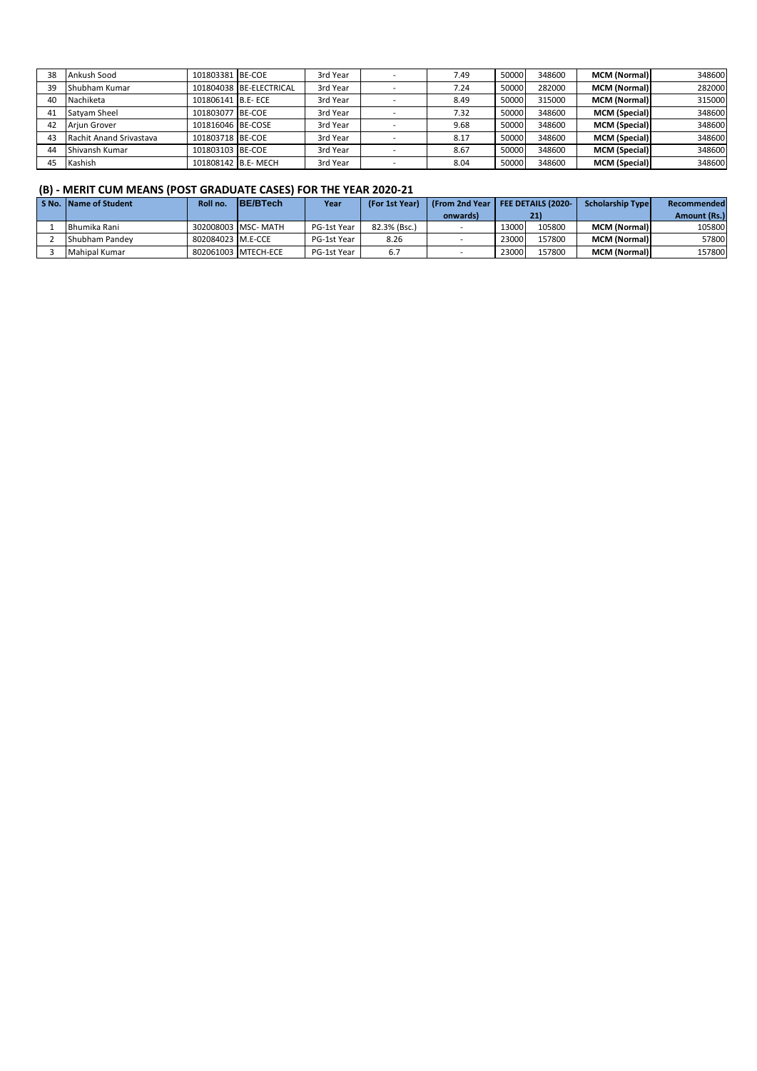| | | | | | | | | | | |
|---|---|---|---|---|---|---|---|---|---|---|
| 38 | Ankush Sood | 101803381 | BE-COE | 3rd Year | - | 7.49 | 50000 | 348600 | MCM (Normal) | 348600 |
| 39 | Shubham Kumar | 101804038 | BE-ELECTRICAL | 3rd Year | - | 7.24 | 50000 | 282000 | MCM (Normal) | 282000 |
| 40 | Nachiketa | 101806141 | B.E- ECE | 3rd Year | - | 8.49 | 50000 | 315000 | MCM (Normal) | 315000 |
| 41 | Satyam Sheel | 101803077 | BE-COE | 3rd Year | - | 7.32 | 50000 | 348600 | MCM (Special) | 348600 |
| 42 | Arjun Grover | 101816046 | BE-COSE | 3rd Year | - | 9.68 | 50000 | 348600 | MCM (Special) | 348600 |
| 43 | Rachit Anand Srivastava | 101803718 | BE-COE | 3rd Year | - | 8.17 | 50000 | 348600 | MCM (Special) | 348600 |
| 44 | Shivansh Kumar | 101803103 | BE-COE | 3rd Year | - | 8.67 | 50000 | 348600 | MCM (Special) | 348600 |
| 45 | Kashish | 101808142 | B.E- MECH | 3rd Year | - | 8.04 | 50000 | 348600 | MCM (Special) | 348600 |

## (B) - MERIT CUM MEANS (POST GRADUATE CASES) FOR THE YEAR 2020-21

| S No. | Name of Student | Roll no. | BE/BTech | Year | (For 1st Year) | (From 2nd Year onwards) | FEE DETAILS (2020-21) | | Scholarship Type | Recommended Amount (Rs.) |
|---|---|---|---|---|---|---|---|---|---|---|
| 1 | Bhumika Rani | 302008003 | MSC- MATH | PG-1st Year | 82.3% (Bsc.) | - | 13000 | 105800 | MCM (Normal) | 105800 |
| 2 | Shubham Pandey | 802084023 | M.E-CCE | PG-1st Year | 8.26 | - | 23000 | 157800 | MCM (Normal) | 57800 |
| 3 | Mahipal Kumar | 802061003 | MTECH-ECE | PG-1st Year | 6.7 | - | 23000 | 157800 | MCM (Normal) | 157800 |